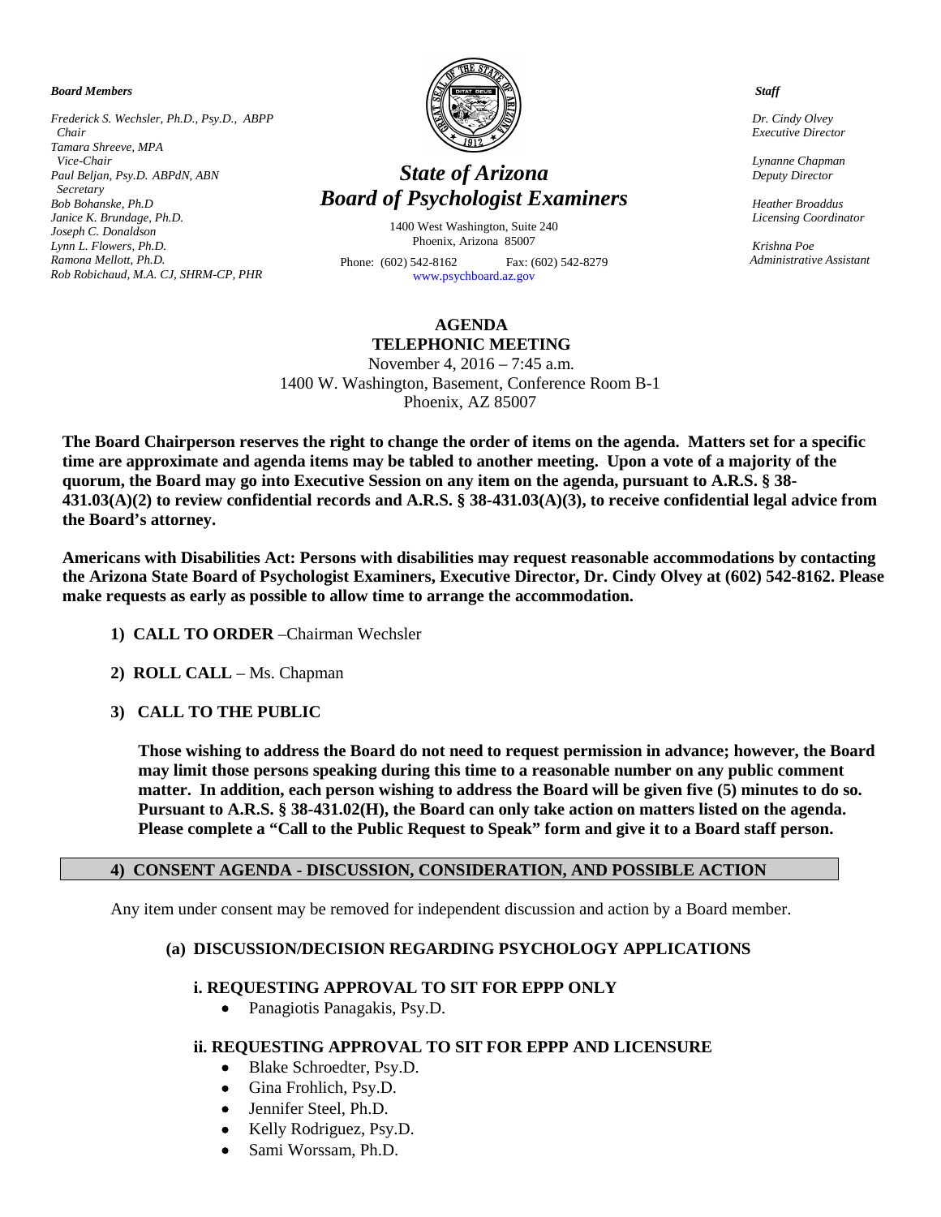***Board Members***

*Frederick S. Wechsler, Ph.D., Psy.D., ABPP*
*Chair*
*Tamara Shreeve, MPA*
*Vice-Chair*
*Paul Beljan, Psy.D. ABPdN, ABN*
*Secretary*
*Bob Bohanske, Ph.D*
*Janice K. Brundage, Ph.D.*
*Joseph C. Donaldson*
*Lynn L. Flowers, Ph.D.*
*Ramona Mellott, Ph.D.*
*Rob Robichaud, M.A. CJ, SHRM-CP, PHR*

# *State of Arizona*
# *Board of Psychologist Examiners*

1400 West Washington, Suite 240
Phoenix, Arizona 85007
Phone: (602) 542-8162 Fax: (602) 542-8279
www.psychboard.az.gov

***Staff***

*Dr. Cindy Olvey*
*Executive Director*

*Lynanne Chapman*
*Deputy Director*

*Heather Broaddus*
*Licensing Coordinator*

*Krishna Poe*
*Administrative Assistant*

## AGENDA
## TELEPHONIC MEETING

November 4, 2016 – 7:45 a.m.
1400 W. Washington, Basement, Conference Room B-1
Phoenix, AZ 85007

**The Board Chairperson reserves the right to change the order of items on the agenda. Matters set for a specific time are approximate and agenda items may be tabled to another meeting. Upon a vote of a majority of the quorum, the Board may go into Executive Session on any item on the agenda, pursuant to A.R.S. § 38-431.03(A)(2) to review confidential records and A.R.S. § 38-431.03(A)(3), to receive confidential legal advice from the Board's attorney.**

**Americans with Disabilities Act: Persons with disabilities may request reasonable accommodations by contacting the Arizona State Board of Psychologist Examiners, Executive Director, Dr. Cindy Olvey at (602) 542-8162. Please make requests as early as possible to allow time to arrange the accommodation.**

1) **CALL TO ORDER** –Chairman Wechsler

2) **ROLL CALL** – Ms. Chapman

3) **CALL TO THE PUBLIC**

**Those wishing to address the Board do not need to request permission in advance; however, the Board may limit those persons speaking during this time to a reasonable number on any public comment matter. In addition, each person wishing to address the Board will be given five (5) minutes to do so. Pursuant to A.R.S. § 38-431.02(H), the Board can only take action on matters listed on the agenda. Please complete a "Call to the Public Request to Speak" form and give it to a Board staff person.**

### 4) CONSENT AGENDA - DISCUSSION, CONSIDERATION, AND POSSIBLE ACTION

Any item under consent may be removed for independent discussion and action by a Board member.

**(a) DISCUSSION/DECISION REGARDING PSYCHOLOGY APPLICATIONS**

**i. REQUESTING APPROVAL TO SIT FOR EPPP ONLY**

- Panagiotis Panagakis, Psy.D.

**ii. REQUESTING APPROVAL TO SIT FOR EPPP AND LICENSURE**

- Blake Schroedter, Psy.D.
- Gina Frohlich, Psy.D.
- Jennifer Steel, Ph.D.
- Kelly Rodriguez, Psy.D.
- Sami Worssam, Ph.D.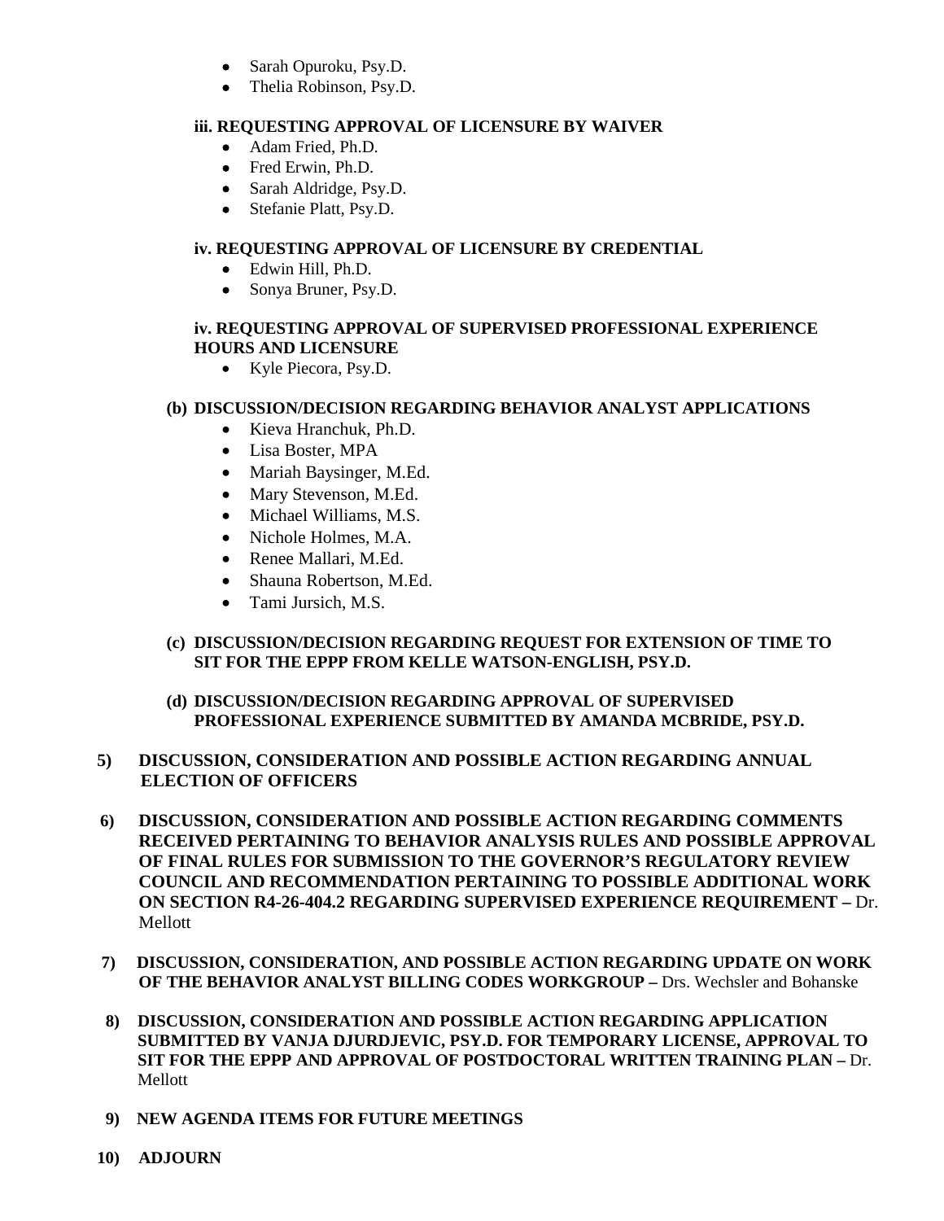- Sarah Opuroku, Psy.D.
- Thelia Robinson, Psy.D.

**iii. REQUESTING APPROVAL OF LICENSURE BY WAIVER**

- Adam Fried, Ph.D.
- Fred Erwin, Ph.D.
- Sarah Aldridge, Psy.D.
- Stefanie Platt, Psy.D.

**iv. REQUESTING APPROVAL OF LICENSURE BY CREDENTIAL**

- Edwin Hill, Ph.D.
- Sonya Bruner, Psy.D.

**iv. REQUESTING APPROVAL OF SUPERVISED PROFESSIONAL EXPERIENCE HOURS AND LICENSURE**

- Kyle Piecora, Psy.D.

**(b) DISCUSSION/DECISION REGARDING BEHAVIOR ANALYST APPLICATIONS**

- Kieva Hranchuk, Ph.D.
- Lisa Boster, MPA
- Mariah Baysinger, M.Ed.
- Mary Stevenson, M.Ed.
- Michael Williams, M.S.
- Nichole Holmes, M.A.
- Renee Mallari, M.Ed.
- Shauna Robertson, M.Ed.
- Tami Jursich, M.S.

**(c) DISCUSSION/DECISION REGARDING REQUEST FOR EXTENSION OF TIME TO SIT FOR THE EPPP FROM KELLE WATSON-ENGLISH, PSY.D.**

**(d) DISCUSSION/DECISION REGARDING APPROVAL OF SUPERVISED PROFESSIONAL EXPERIENCE SUBMITTED BY AMANDA MCBRIDE, PSY.D.**

**5) DISCUSSION, CONSIDERATION AND POSSIBLE ACTION REGARDING ANNUAL ELECTION OF OFFICERS**

**6) DISCUSSION, CONSIDERATION AND POSSIBLE ACTION REGARDING COMMENTS RECEIVED PERTAINING TO BEHAVIOR ANALYSIS RULES AND POSSIBLE APPROVAL OF FINAL RULES FOR SUBMISSION TO THE GOVERNOR'S REGULATORY REVIEW COUNCIL AND RECOMMENDATION PERTAINING TO POSSIBLE ADDITIONAL WORK ON SECTION R4-26-404.2 REGARDING SUPERVISED EXPERIENCE REQUIREMENT –** Dr. Mellott

**7) DISCUSSION, CONSIDERATION, AND POSSIBLE ACTION REGARDING UPDATE ON WORK OF THE BEHAVIOR ANALYST BILLING CODES WORKGROUP –** Drs. Wechsler and Bohanske

**8) DISCUSSION, CONSIDERATION AND POSSIBLE ACTION REGARDING APPLICATION SUBMITTED BY VANJA DJURDJEVIC, PSY.D. FOR TEMPORARY LICENSE, APPROVAL TO SIT FOR THE EPPP AND APPROVAL OF POSTDOCTORAL WRITTEN TRAINING PLAN –** Dr. Mellott

**9) NEW AGENDA ITEMS FOR FUTURE MEETINGS**

**10) ADJOURN**